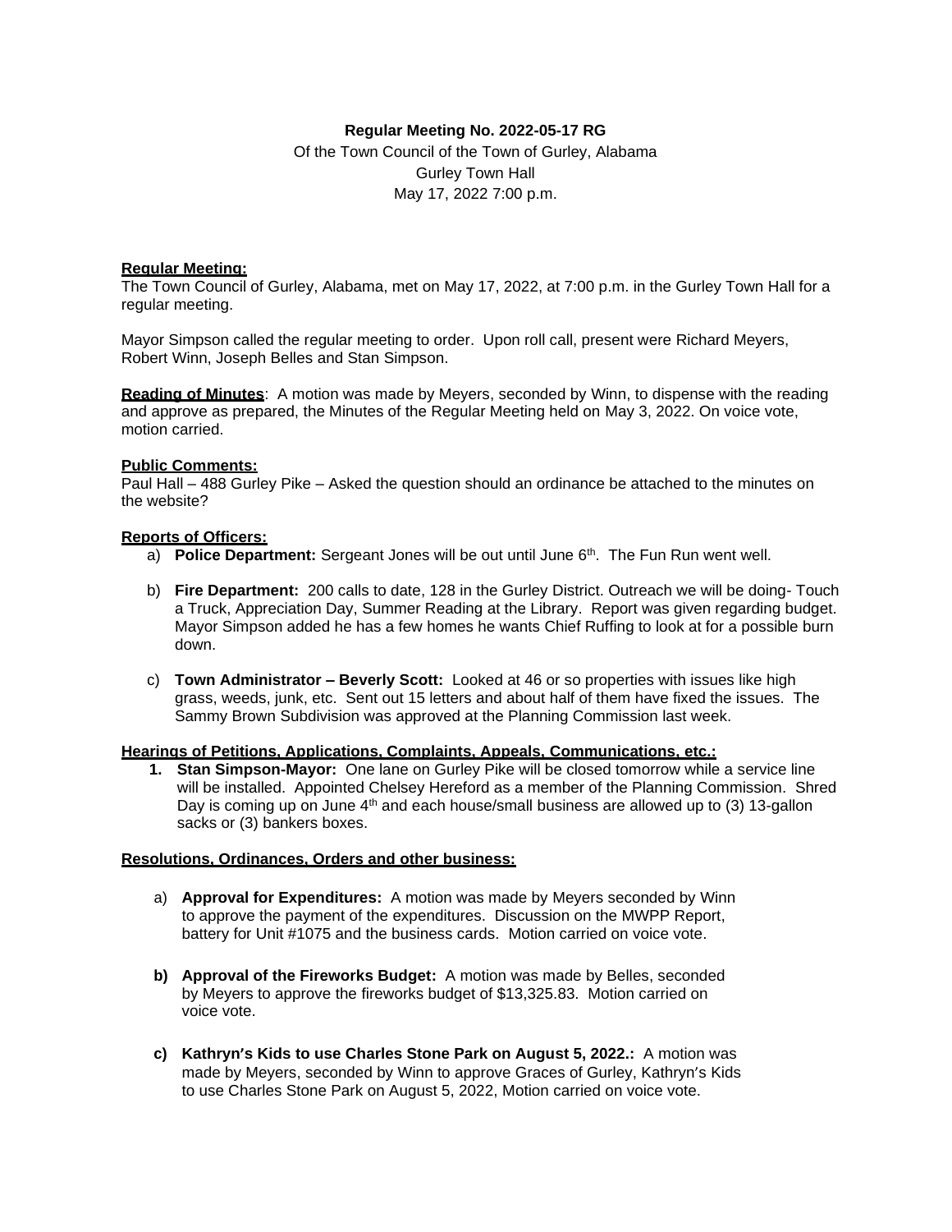**Regular Meeting No. 2022-05-17 RG**

Of the Town Council of the Town of Gurley, Alabama

Gurley Town Hall

May 17, 2022 7:00 p.m.

**Regular Meeting:**

The Town Council of Gurley, Alabama, met on May 17, 2022, at 7:00 p.m. in the Gurley Town Hall for a regular meeting.

Mayor Simpson called the regular meeting to order. Upon roll call, present were Richard Meyers, Robert Winn, Joseph Belles and Stan Simpson.

**Reading of Minutes**: A motion was made by Meyers, seconded by Winn, to dispense with the reading and approve as prepared, the Minutes of the Regular Meeting held on May 3, 2022. On voice vote, motion carried.

**Public Comments:**

Paul Hall – 488 Gurley Pike – Asked the question should an ordinance be attached to the minutes on the website?

**Reports of Officers:**

a) **Police Department:** Sergeant Jones will be out until June 6th. The Fun Run went well.

b) **Fire Department:** 200 calls to date, 128 in the Gurley District. Outreach we will be doing- Touch a Truck, Appreciation Day, Summer Reading at the Library. Report was given regarding budget. Mayor Simpson added he has a few homes he wants Chief Ruffing to look at for a possible burn down.

c) **Town Administrator – Beverly Scott:** Looked at 46 or so properties with issues like high grass, weeds, junk, etc. Sent out 15 letters and about half of them have fixed the issues. The Sammy Brown Subdivision was approved at the Planning Commission last week.

**Hearings of Petitions, Applications, Complaints, Appeals, Communications, etc.:**

1. **Stan Simpson-Mayor:** One lane on Gurley Pike will be closed tomorrow while a service line will be installed. Appointed Chelsey Hereford as a member of the Planning Commission. Shred Day is coming up on June 4th and each house/small business are allowed up to (3) 13-gallon sacks or (3) bankers boxes.

**Resolutions, Ordinances, Orders and other business:**

a) **Approval for Expenditures:** A motion was made by Meyers seconded by Winn to approve the payment of the expenditures. Discussion on the MWPP Report, battery for Unit #1075 and the business cards. Motion carried on voice vote.

b) **Approval of the Fireworks Budget:** A motion was made by Belles, seconded by Meyers to approve the fireworks budget of $13,325.83. Motion carried on voice vote.

c) **Kathryn's Kids to use Charles Stone Park on August 5, 2022.:** A motion was made by Meyers, seconded by Winn to approve Graces of Gurley, Kathryn's Kids to use Charles Stone Park on August 5, 2022, Motion carried on voice vote.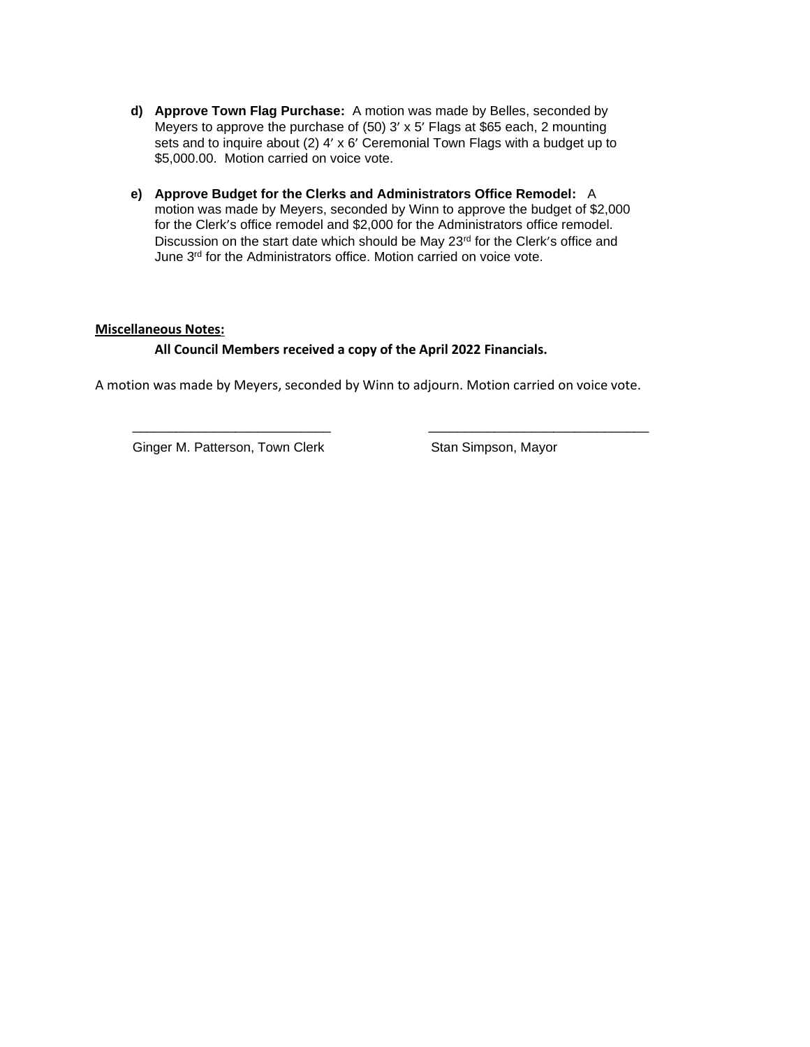**d) Approve Town Flag Purchase:** A motion was made by Belles, seconded by Meyers to approve the purchase of (50) 3′ x 5′ Flags at $65 each, 2 mounting sets and to inquire about (2) 4′ x 6′ Ceremonial Town Flags with a budget up to $5,000.00. Motion carried on voice vote.

**e) Approve Budget for the Clerks and Administrators Office Remodel:** A motion was made by Meyers, seconded by Winn to approve the budget of $2,000 for the Clerk's office remodel and $2,000 for the Administrators office remodel. Discussion on the start date which should be May 23rd for the Clerk's office and June 3rd for the Administrators office. Motion carried on voice vote.

**Miscellaneous Notes:**

**All Council Members received a copy of the April 2022 Financials.**

A motion was made by Meyers, seconded by Winn to adjourn. Motion carried on voice vote.

\_\_\_\_\_\_\_\_\_\_\_\_\_\_\_\_\_\_\_\_\_\_\_\_\_\_\_\_ \_\_\_\_\_\_\_\_\_\_\_\_\_\_\_\_\_\_\_\_\_\_\_\_\_\_\_\_\_\_

Ginger M. Patterson, Town Clerk Stan Simpson, Mayor